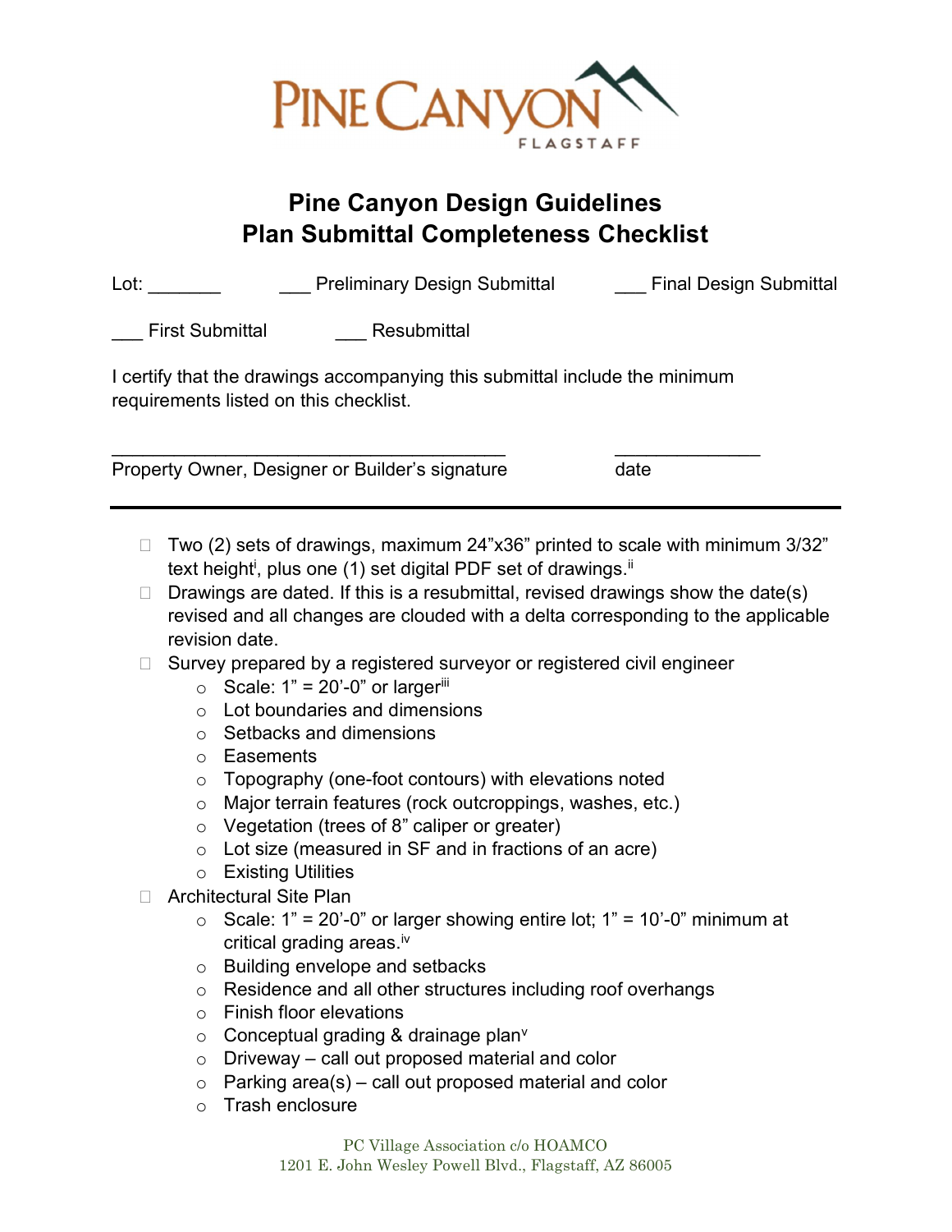PINE CANYON
FLAGSTAFF

# Pine Canyon Design Guidelines
# Plan Submittal Completeness Checklist

Lot: _______ ___ Preliminary Design Submittal ___ Final Design Submittal

___ First Submittal ___ Resubmittal

I certify that the drawings accompanying this submittal include the minimum requirements listed on this checklist.

_______________________________________ _______________

Property Owner, Designer or Builder's signature date

---

- ☐ Two (2) sets of drawings, maximum 24"x36" printed to scale with minimum 3/32" text height[i], plus one (1) set digital PDF set of drawings.[ii]
- ☐ Drawings are dated. If this is a resubmittal, revised drawings show the date(s) revised and all changes are clouded with a delta corresponding to the applicable revision date.
- ☐ Survey prepared by a registered surveyor or registered civil engineer
  - Scale: 1" = 20'-0" or larger[iii]
  - Lot boundaries and dimensions
  - Setbacks and dimensions
  - Easements
  - Topography (one-foot contours) with elevations noted
  - Major terrain features (rock outcroppings, washes, etc.)
  - Vegetation (trees of 8" caliper or greater)
  - Lot size (measured in SF and in fractions of an acre)
  - Existing Utilities
- ☐ Architectural Site Plan
  - Scale: 1" = 20'-0" or larger showing entire lot; 1" = 10'-0" minimum at critical grading areas.[iv]
  - Building envelope and setbacks
  - Residence and all other structures including roof overhangs
  - Finish floor elevations
  - Conceptual grading & drainage plan[v]
  - Driveway – call out proposed material and color
  - Parking area(s) – call out proposed material and color
  - Trash enclosure

PC Village Association c/o HOAMCO
1201 E. John Wesley Powell Blvd., Flagstaff, AZ 86005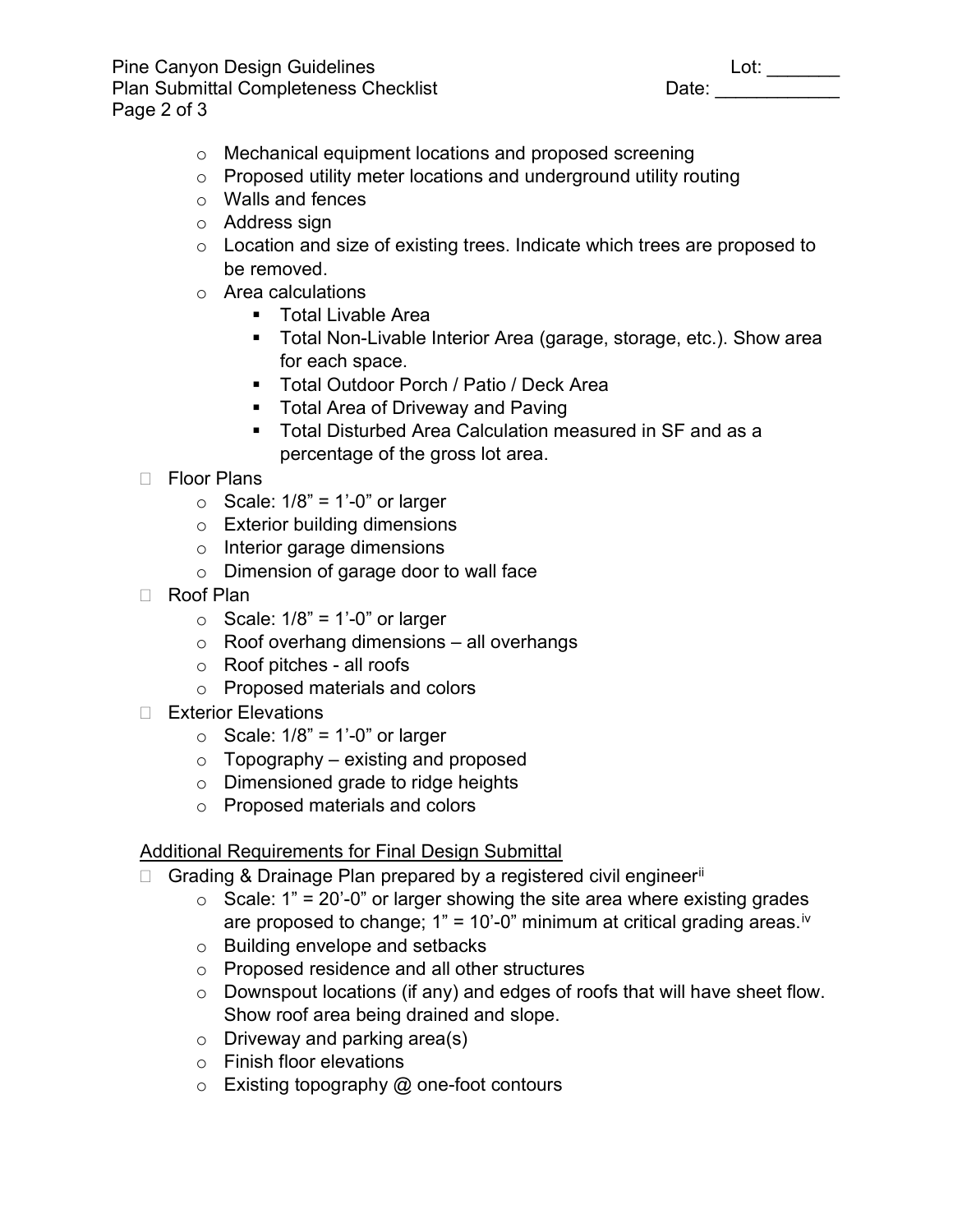- Mechanical equipment locations and proposed screening
- Proposed utility meter locations and underground utility routing
- Walls and fences
- Address sign
- Location and size of existing trees. Indicate which trees are proposed to be removed.
- Area calculations
  - Total Livable Area
  - Total Non-Livable Interior Area (garage, storage, etc.). Show area for each space.
  - Total Outdoor Porch / Patio / Deck Area
  - Total Area of Driveway and Paving
  - Total Disturbed Area Calculation measured in SF and as a percentage of the gross lot area.

- [ ] Floor Plans
  - Scale: 1/8" = 1'-0" or larger
  - Exterior building dimensions
  - Interior garage dimensions
  - Dimension of garage door to wall face
- [ ] Roof Plan
  - Scale: 1/8" = 1'-0" or larger
  - Roof overhang dimensions – all overhangs
  - Roof pitches - all roofs
  - Proposed materials and colors
- [ ] Exterior Elevations
  - Scale: 1/8" = 1'-0" or larger
  - Topography – existing and proposed
  - Dimensioned grade to ridge heights
  - Proposed materials and colors

<u>Additional Requirements for Final Design Submittal</u>

- [ ] Grading & Drainage Plan prepared by a registered civil engineer[ii]
  - Scale: 1" = 20'-0" or larger showing the site area where existing grades are proposed to change; 1" = 10'-0" minimum at critical grading areas.[iv]
  - Building envelope and setbacks
  - Proposed residence and all other structures
  - Downspout locations (if any) and edges of roofs that will have sheet flow. Show roof area being drained and slope.
  - Driveway and parking area(s)
  - Finish floor elevations
  - Existing topography @ one-foot contours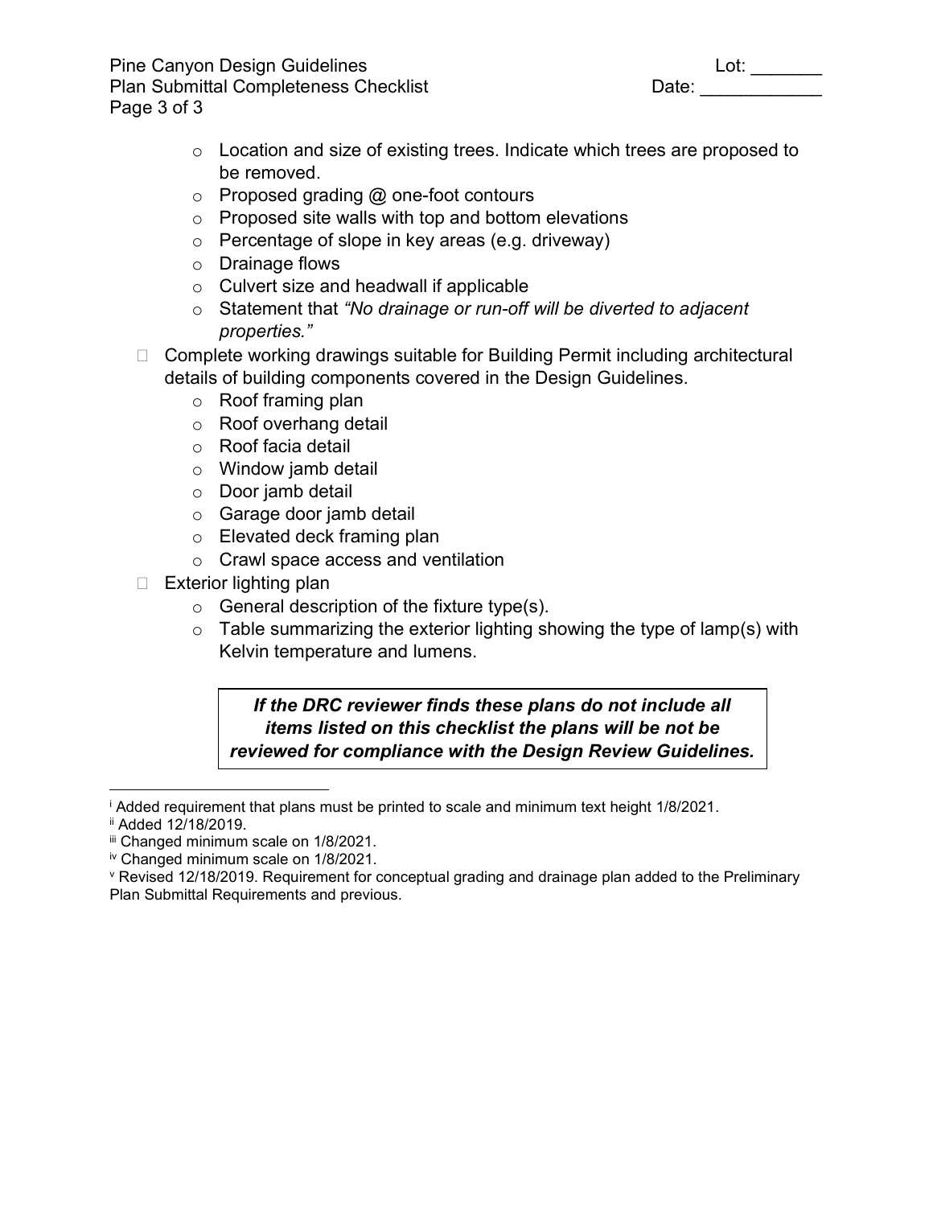- Location and size of existing trees. Indicate which trees are proposed to be removed.
    - Proposed grading @ one-foot contours
    - Proposed site walls with top and bottom elevations
    - Percentage of slope in key areas (e.g. driveway)
    - Drainage flows
    - Culvert size and headwall if applicable
    - Statement that *"No drainage or run-off will be diverted to adjacent properties."*
- ☐ Complete working drawings suitable for Building Permit including architectural details of building components covered in the Design Guidelines.
    - Roof framing plan
    - Roof overhang detail
    - Roof facia detail
    - Window jamb detail
    - Door jamb detail
    - Garage door jamb detail
    - Elevated deck framing plan
    - Crawl space access and ventilation
- ☐ Exterior lighting plan
    - General description of the fixture type(s).
    - Table summarizing the exterior lighting showing the type of lamp(s) with Kelvin temperature and lumens.

***If the DRC reviewer finds these plans do not include all items listed on this checklist the plans will be not be reviewed for compliance with the Design Review Guidelines.***

---

[i] Added requirement that plans must be printed to scale and minimum text height 1/8/2021.

[ii] Added 12/18/2019.

[iii] Changed minimum scale on 1/8/2021.

[iv] Changed minimum scale on 1/8/2021.

[v] Revised 12/18/2019. Requirement for conceptual grading and drainage plan added to the Preliminary Plan Submittal Requirements and previous.